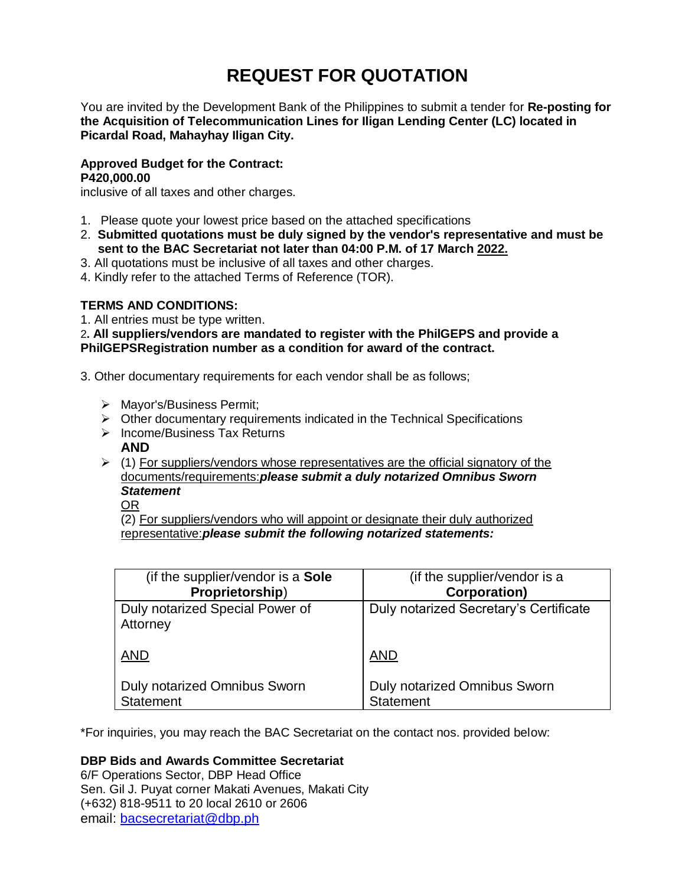# REQUEST FOR QUOTATION

You are invited by the Development Bank of the Philippines to submit a tender for **Re-posting for the Acquisition of Telecommunication Lines for Iligan Lending Center (LC) located in Picardal Road, Mahayhay Iligan City.**

**Approved Budget for the Contract:**
**P420,000.00**
inclusive of all taxes and other charges.

1. Please quote your lowest price based on the attached specifications
2. **Submitted quotations must be duly signed by the vendor's representative and must be sent to the BAC Secretariat not later than 04:00 P.M. of 17 March 2022.**
3. All quotations must be inclusive of all taxes and other charges.
4. Kindly refer to the attached Terms of Reference (TOR).

**TERMS AND CONDITIONS:**

1. All entries must be type written.
2. **All suppliers/vendors are mandated to register with the PhilGEPS and provide a PhilGEPSRegistration number as a condition for award of the contract.**

3. Other documentary requirements for each vendor shall be as follows;

- Mayor's/Business Permit;
- Other documentary requirements indicated in the Technical Specifications
- Income/Business Tax Returns
  **AND**
- (1) For suppliers/vendors whose representatives are the official signatory of the documents/requirements:***please submit a duly notarized Omnibus Sworn Statement***
  OR
  (2) For suppliers/vendors who will appoint or designate their duly authorized representative:***please submit the following notarized statements:***

| (if the supplier/vendor is a **Sole Proprietorship**) | (if the supplier/vendor is a **Corporation)** |
|---|---|
| Duly notarized Special Power of Attorney<br><br>AND<br><br>Duly notarized Omnibus Sworn Statement | Duly notarized Secretary's Certificate<br><br>AND<br><br>Duly notarized Omnibus Sworn Statement |

*For inquiries, you may reach the BAC Secretariat on the contact nos. provided below:

**DBP Bids and Awards Committee Secretariat**
6/F Operations Sector, DBP Head Office
Sen. Gil J. Puyat corner Makati Avenues, Makati City
(+632) 818-9511 to 20 local 2610 or 2606
email: bacsecretariat@dbp.ph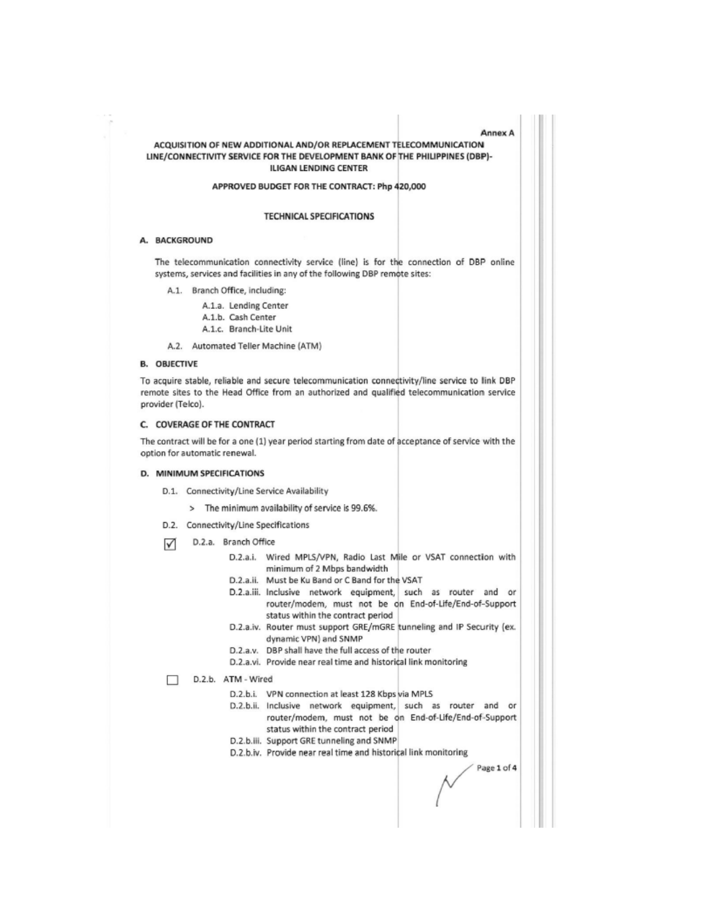Annex A

## ACQUISITION OF NEW ADDITIONAL AND/OR REPLACEMENT TELECOMMUNICATION LINE/CONNECTIVITY SERVICE FOR THE DEVELOPMENT BANK OF THE PHILIPPINES (DBP)- ILIGAN LENDING CENTER

**APPROVED BUDGET FOR THE CONTRACT: Php 420,000**

### TECHNICAL SPECIFICATIONS

#### A. BACKGROUND

The telecommunication connectivity service (line) is for the connection of DBP online systems, services and facilities in any of the following DBP remote sites:

- A.1. Branch Office, including:
  - A.1.a. Lending Center
  - A.1.b. Cash Center
  - A.1.c. Branch-Lite Unit
- A.2. Automated Teller Machine (ATM)

#### B. OBJECTIVE

To acquire stable, reliable and secure telecommunication connectivity/line service to link DBP remote sites to the Head Office from an authorized and qualified telecommunication service provider (Telco).

#### C. COVERAGE OF THE CONTRACT

The contract will be for a one (1) year period starting from date of acceptance of service with the option for automatic renewal.

#### D. MINIMUM SPECIFICATIONS

- D.1. Connectivity/Line Service Availability
  - > The minimum availability of service is 99.6%.
- D.2. Connectivity/Line Specifications

☑ D.2.a. Branch Office

- D.2.a.i. Wired MPLS/VPN, Radio Last Mile or VSAT connection with minimum of 2 Mbps bandwidth
- D.2.a.ii. Must be Ku Band or C Band for the VSAT
- D.2.a.iii. Inclusive network equipment, such as router and or router/modem, must not be on End-of-Life/End-of-Support status within the contract period
- D.2.a.iv. Router must support GRE/mGRE tunneling and IP Security (ex. dynamic VPN) and SNMP
- D.2.a.v. DBP shall have the full access of the router
- D.2.a.vi. Provide near real time and historical link monitoring

☐ D.2.b. ATM - Wired

- D.2.b.i. VPN connection at least 128 Kbps via MPLS
- D.2.b.ii. Inclusive network equipment, such as router and or router/modem, must not be on End-of-Life/End-of-Support status within the contract period
- D.2.b.iii. Support GRE tunneling and SNMP
- D.2.b.iv. Provide near real time and historical link monitoring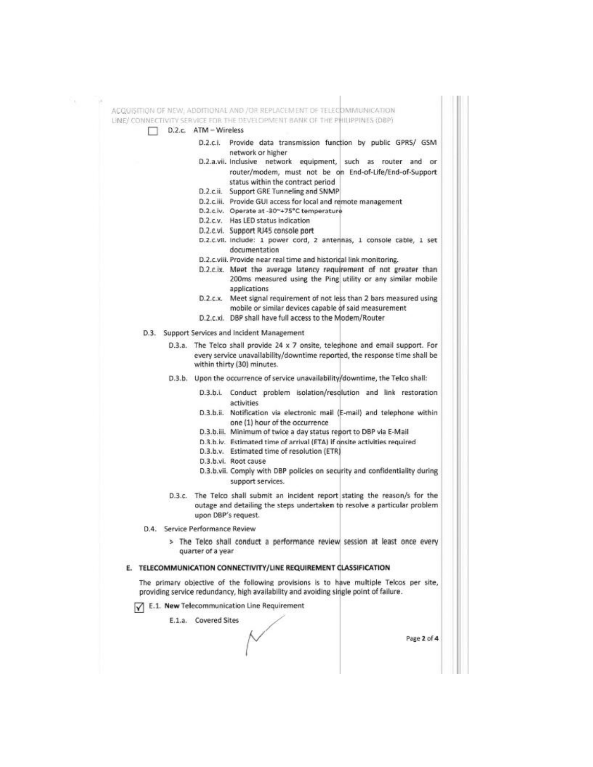- [ ] D.2.c. ATM – Wireless
  - D.2.c.i. Provide data transmission function by public GPRS/ GSM network or higher
  - D.2.a.vii. Inclusive network equipment, such as router and or router/modem, must not be on End-of-Life/End-of-Support status within the contract period
  - D.2.c.ii. Support GRE Tunneling and SNMP
  - D.2.c.iii. Provide GUI access for local and remote management
  - D.2.c.iv. Operate at -30~+75°C temperature
  - D.2.c.v. Has LED status indication
  - D.2.c.vi. Support RJ45 console port
  - D.2.c.vii. Include: 1 power cord, 2 antennas, 1 console cable, 1 set documentation
  - D.2.c.viii. Provide near real time and historical link monitoring.
  - D.2.c.ix. Meet the average latency requirement of not greater than 200ms measured using the Ping utility or any similar mobile applications
  - D.2.c.x. Meet signal requirement of not less than 2 bars measured using mobile or similar devices capable of said measurement
  - D.2.c.xi. DBP shall have full access to the Modem/Router

D.3. Support Services and Incident Management

- D.3.a. The Telco shall provide 24 x 7 onsite, telephone and email support. For every service unavailability/downtime reported, the response time shall be within thirty (30) minutes.
- D.3.b. Upon the occurrence of service unavailability/downtime, the Telco shall:
  - D.3.b.i. Conduct problem isolation/resolution and link restoration activities
  - D.3.b.ii. Notification via electronic mail (E-mail) and telephone within one (1) hour of the occurrence
  - D.3.b.iii. Minimum of twice a day status report to DBP via E-Mail
  - D.3.b.iv. Estimated time of arrival (ETA) if onsite activities required
  - D.3.b.v. Estimated time of resolution (ETR)
  - D.3.b.vi. Root cause
  - D.3.b.vii. Comply with DBP policies on security and confidentiality during support services.
- D.3.c. The Telco shall submit an incident report stating the reason/s for the outage and detailing the steps undertaken to resolve a particular problem upon DBP's request.

D.4. Service Performance Review

> The Telco shall conduct a performance review session at least once every quarter of a year

## E. TELECOMMUNICATION CONNECTIVITY/LINE REQUIREMENT CLASSIFICATION

The primary objective of the following provisions is to have multiple Telcos per site, providing service redundancy, high availability and avoiding single point of failure.

- [x] E.1. **New** Telecommunication Line Requirement
  - E.1.a. Covered Sites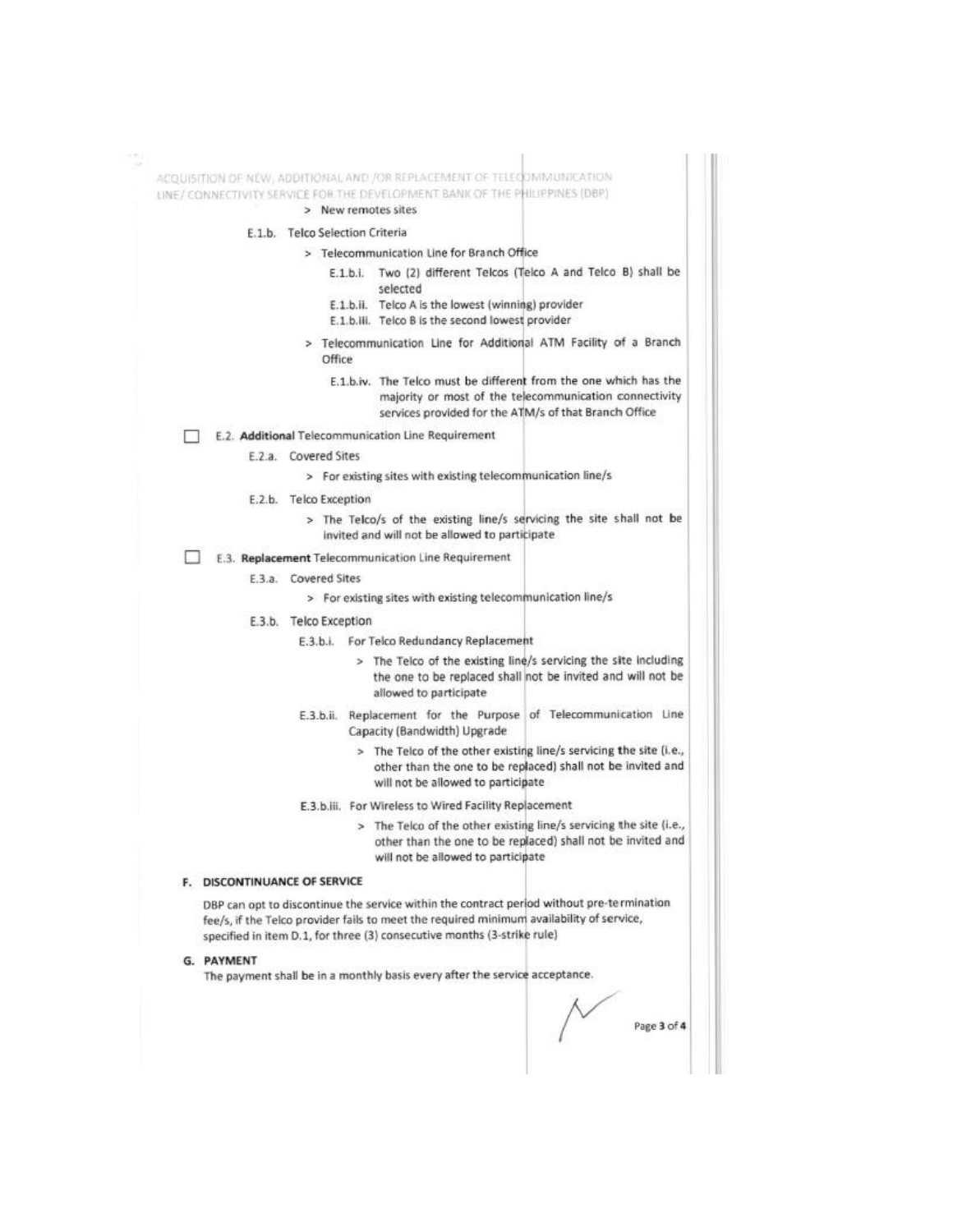> New remotes sites

E.1.b. Telco Selection Criteria

> Telecommunication Line for Branch Office

E.1.b.i. Two (2) different Telcos (Telco A and Telco B) shall be selected

E.1.b.ii. Telco A is the lowest (winning) provider

E.1.b.iii. Telco B is the second lowest provider

> Telecommunication Line for Additional ATM Facility of a Branch Office

E.1.b.iv. The Telco must be different from the one which has the majority or most of the telecommunication connectivity services provided for the ATM/s of that Branch Office

☐ E.2. **Additional** Telecommunication Line Requirement

E.2.a. Covered Sites

> For existing sites with existing telecommunication line/s

E.2.b. Telco Exception

> The Telco/s of the existing line/s servicing the site shall not be invited and will not be allowed to participate

☐ E.3. **Replacement** Telecommunication Line Requirement

E.3.a. Covered Sites

> For existing sites with existing telecommunication line/s

E.3.b. Telco Exception

E.3.b.i. For Telco Redundancy Replacement

> The Telco of the existing line/s servicing the site including the one to be replaced shall not be invited and will not be allowed to participate

E.3.b.ii. Replacement for the Purpose of Telecommunication Line Capacity (Bandwidth) Upgrade

> The Telco of the other existing line/s servicing the site (i.e., other than the one to be replaced) shall not be invited and will not be allowed to participate

E.3.b.iii. For Wireless to Wired Facility Replacement

> The Telco of the other existing line/s servicing the site (i.e., other than the one to be replaced) shall not be invited and will not be allowed to participate

## F. DISCONTINUANCE OF SERVICE

DBP can opt to discontinue the service within the contract period without pre-termination fee/s, if the Telco provider fails to meet the required minimum availability of service, specified in item D.1, for three (3) consecutive months (3-strike rule)

## G. PAYMENT

The payment shall be in a monthly basis every after the service acceptance.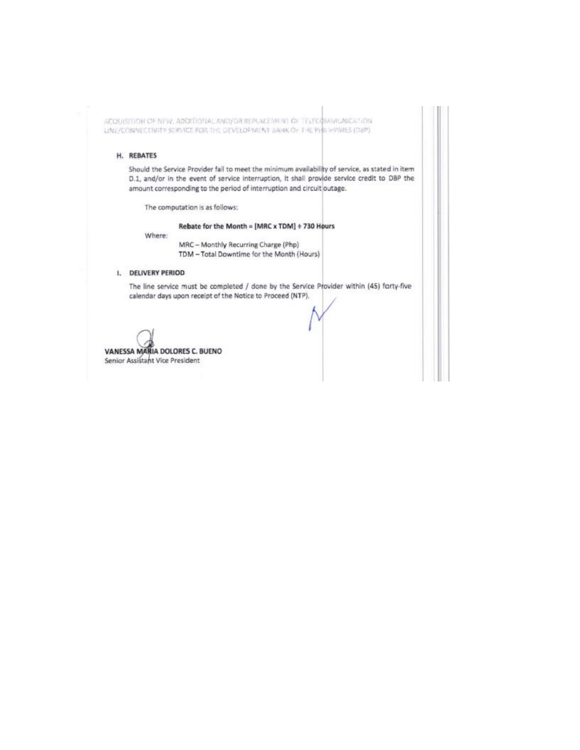## H. REBATES

Should the Service Provider fail to meet the minimum availability of service, as stated in item D.1, and/or in the event of service interruption, it shall provide service credit to DBP the amount corresponding to the period of interruption and circuit outage.

The computation is as follows:

**Rebate for the Month = [MRC x TDM] ÷ 730 Hours**

Where:

MRC – Monthly Recurring Charge (Php)
TDM – Total Downtime for the Month (Hours)

## I. DELIVERY PERIOD

The line service must be completed / done by the Service Provider within (45) forty-five calendar days upon receipt of the Notice to Proceed (NTP).

**VANESSA MARIA DOLORES C. BUENO**
Senior Assistant Vice President